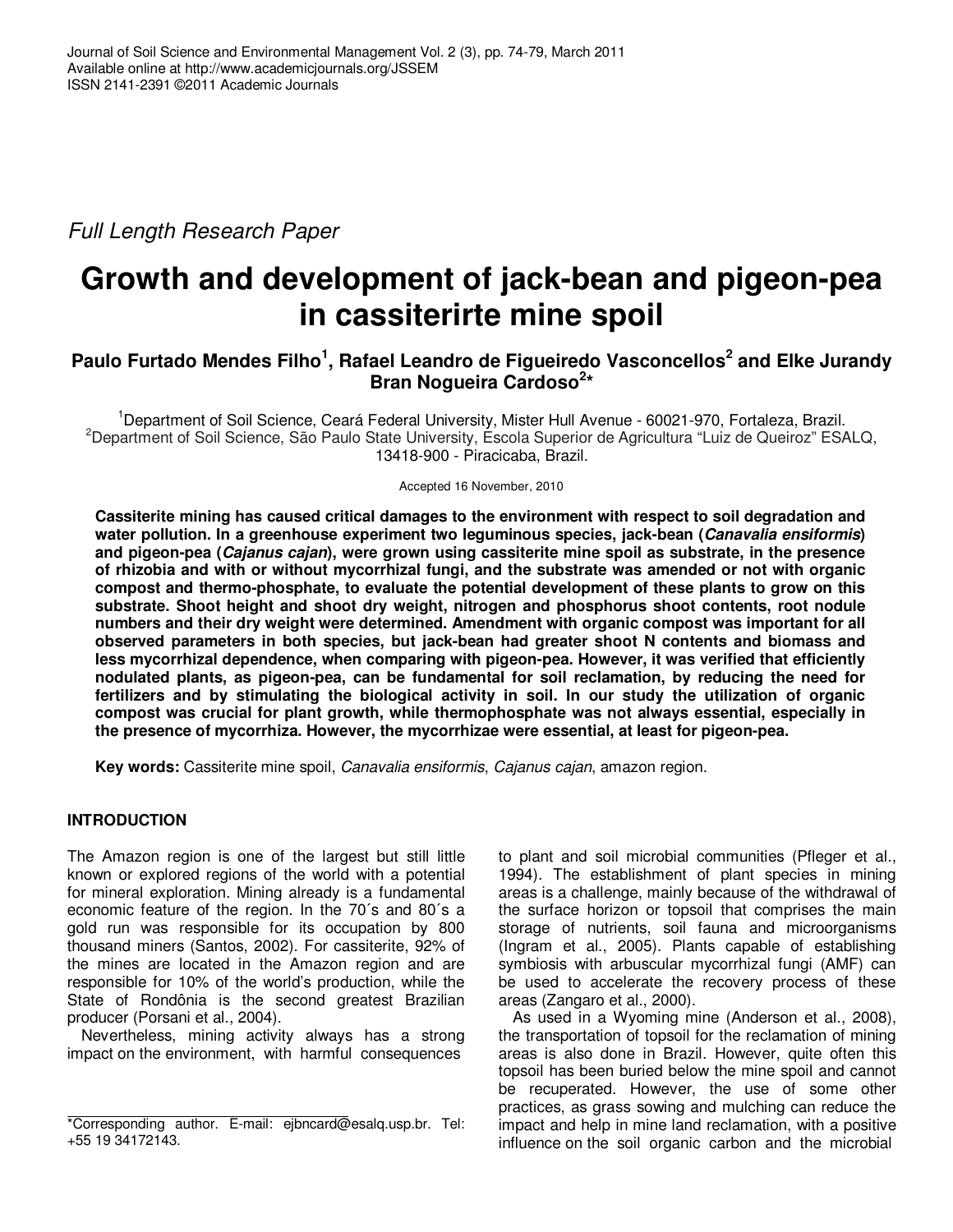Full Length Research Paper

# Growth and development of jack-bean and pigeon-pea in cassiterirte mine spoil

**Paulo Furtado Mendes Filho[1], Rafael Leandro de Figueiredo Vasconcellos[2] and Elke Jurandy Bran Nogueira Cardoso[2]\***

[1]Department of Soil Science, Ceará Federal University, Mister Hull Avenue - 60021-970, Fortaleza, Brazil.
[2]Department of Soil Science, São Paulo State University, Escola Superior de Agricultura "Luiz de Queiroz" ESALQ, 13418-900 - Piracicaba, Brazil.

Accepted 16 November, 2010

**Cassiterite mining has caused critical damages to the environment with respect to soil degradation and water pollution. In a greenhouse experiment two leguminous species, jack-bean (*Canavalia ensiformis*) and pigeon-pea (*Cajanus cajan*), were grown using cassiterite mine spoil as substrate, in the presence of rhizobia and with or without mycorrhizal fungi, and the substrate was amended or not with organic compost and thermo-phosphate, to evaluate the potential development of these plants to grow on this substrate. Shoot height and shoot dry weight, nitrogen and phosphorus shoot contents, root nodule numbers and their dry weight were determined. Amendment with organic compost was important for all observed parameters in both species, but jack-bean had greater shoot N contents and biomass and less mycorrhizal dependence, when comparing with pigeon-pea. However, it was verified that efficiently nodulated plants, as pigeon-pea, can be fundamental for soil reclamation, by reducing the need for fertilizers and by stimulating the biological activity in soil. In our study the utilization of organic compost was crucial for plant growth, while thermophosphate was not always essential, especially in the presence of mycorrhiza. However, the mycorrhizae were essential, at least for pigeon-pea.**

**Key words:** Cassiterite mine spoil, *Canavalia ensiformis*, *Cajanus cajan*, amazon region.

## INTRODUCTION

The Amazon region is one of the largest but still little known or explored regions of the world with a potential for mineral exploration. Mining already is a fundamental economic feature of the region. In the 70´s and 80´s a gold run was responsible for its occupation by 800 thousand miners (Santos, 2002). For cassiterite, 92% of the mines are located in the Amazon region and are responsible for 10% of the world's production, while the State of Rondônia is the second greatest Brazilian producer (Porsani et al., 2004).

Nevertheless, mining activity always has a strong impact on the environment, with harmful consequences to plant and soil microbial communities (Pfleger et al., 1994). The establishment of plant species in mining areas is a challenge, mainly because of the withdrawal of the surface horizon or topsoil that comprises the main storage of nutrients, soil fauna and microorganisms (Ingram et al., 2005). Plants capable of establishing symbiosis with arbuscular mycorrhizal fungi (AMF) can be used to accelerate the recovery process of these areas (Zangaro et al., 2000).

As used in a Wyoming mine (Anderson et al., 2008), the transportation of topsoil for the reclamation of mining areas is also done in Brazil. However, quite often this topsoil has been buried below the mine spoil and cannot be recuperated. However, the use of some other practices, as grass sowing and mulching can reduce the impact and help in mine land reclamation, with a positive influence on the soil organic carbon and the microbial

\*Corresponding author. E-mail: ejbncard@esalq.usp.br. Tel: +55 19 34172143.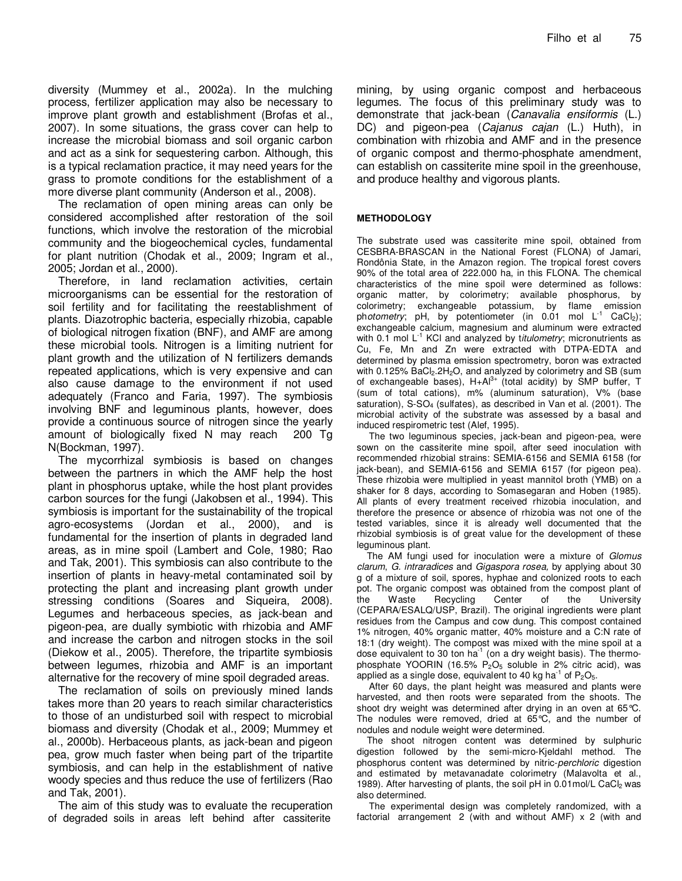diversity (Mummey et al., 2002a). In the mulching process, fertilizer application may also be necessary to improve plant growth and establishment (Brofas et al., 2007). In some situations, the grass cover can help to increase the microbial biomass and soil organic carbon and act as a sink for sequestering carbon. Although, this is a typical reclamation practice, it may need years for the grass to promote conditions for the establishment of a more diverse plant community (Anderson et al., 2008).

The reclamation of open mining areas can only be considered accomplished after restoration of the soil functions, which involve the restoration of the microbial community and the biogeochemical cycles, fundamental for plant nutrition (Chodak et al., 2009; Ingram et al., 2005; Jordan et al., 2000).

Therefore, in land reclamation activities, certain microorganisms can be essential for the restoration of soil fertility and for facilitating the reestablishment of plants. Diazotrophic bacteria, especially rhizobia, capable of biological nitrogen fixation (BNF), and AMF are among these microbial tools. Nitrogen is a limiting nutrient for plant growth and the utilization of N fertilizers demands repeated applications, which is very expensive and can also cause damage to the environment if not used adequately (Franco and Faria, 1997). The symbiosis involving BNF and leguminous plants, however, does provide a continuous source of nitrogen since the yearly amount of biologically fixed N may reach 200 Tg N(Bockman, 1997).

The mycorrhizal symbiosis is based on changes between the partners in which the AMF help the host plant in phosphorus uptake, while the host plant provides carbon sources for the fungi (Jakobsen et al., 1994). This symbiosis is important for the sustainability of the tropical agro-ecosystems (Jordan et al., 2000), and is fundamental for the insertion of plants in degraded land areas, as in mine spoil (Lambert and Cole, 1980; Rao and Tak, 2001). This symbiosis can also contribute to the insertion of plants in heavy-metal contaminated soil by protecting the plant and increasing plant growth under stressing conditions (Soares and Siqueira, 2008). Legumes and herbaceous species, as jack-bean and pigeon-pea, are dually symbiotic with rhizobia and AMF and increase the carbon and nitrogen stocks in the soil (Diekow et al., 2005). Therefore, the tripartite symbiosis between legumes, rhizobia and AMF is an important alternative for the recovery of mine spoil degraded areas.

The reclamation of soils on previously mined lands takes more than 20 years to reach similar characteristics to those of an undisturbed soil with respect to microbial biomass and diversity (Chodak et al., 2009; Mummey et al., 2000b). Herbaceous plants, as jack-bean and pigeon pea, grow much faster when being part of the tripartite symbiosis, and can help in the establishment of native woody species and thus reduce the use of fertilizers (Rao and Tak, 2001).

The aim of this study was to evaluate the recuperation of degraded soils in areas left behind after cassiterite mining, by using organic compost and herbaceous legumes. The focus of this preliminary study was to demonstrate that jack-bean (*Canavalia ensiformis* (L.) DC) and pigeon-pea (*Cajanus cajan* (L.) Huth), in combination with rhizobia and AMF and in the presence of organic compost and thermo-phosphate amendment, can establish on cassiterite mine spoil in the greenhouse, and produce healthy and vigorous plants.

## METHODOLOGY

The substrate used was cassiterite mine spoil, obtained from CESBRA-BRASCAN in the National Forest (FLONA) of Jamari, Rondônia State, in the Amazon region. The tropical forest covers 90% of the total area of 222.000 ha, in this FLONA. The chemical characteristics of the mine spoil were determined as follows: organic matter, by colorimetry; available phosphorus, by colorimetry; exchangeable potassium, by flame emission ph*otometry*; pH, by potentiometer (in 0.01 mol $L^{-1}$ $CaCl_2$); exchangeable calcium, magnesium and aluminum were extracted with 0.1 mol $L^{-1}$ KCl and analyzed by t*itulometry*; micronutrients as Cu, Fe, Mn and Zn were extracted with DTPA-EDTA and determined by plasma emission spectrometry, boron was extracted with 0.125% $BaCl_2.2H_2O$, and analyzed by colorimetry and SB (sum of exchangeable bases), $H+Al^{3+}$ (total acidity) by SMP buffer, T (sum of total cations), m% (aluminum saturation), V% (base saturation), $S\text{-}SO_4$ (sulfates), as described in Van et al. (2001). The microbial activity of the substrate was assessed by a basal and induced respirometric test (Alef, 1995).

The two leguminous species, jack-bean and pigeon-pea, were sown on the cassiterite mine spoil, after seed inoculation with recommended rhizobial strains: SEMIA-6156 and SEMIA 6158 (for jack-bean), and SEMIA-6156 and SEMIA 6157 (for pigeon pea). These rhizobia were multiplied in yeast mannitol broth (YMB) on a shaker for 8 days, according to Somasegaran and Hoben (1985). All plants of every treatment received rhizobia inoculation, and therefore the presence or absence of rhizobia was not one of the tested variables, since it is already well documented that the rhizobial symbiosis is of great value for the development of these leguminous plant.

The AM fungi used for inoculation were a mixture of *Glomus clarum*, *G. intraradices* and *Gigaspora rosea,* by applying about 30 g of a mixture of soil, spores, hyphae and colonized roots to each pot. The organic compost was obtained from the compost plant of the Waste Recycling Center of the University (CEPARA/ESALQ/USP, Brazil). The original ingredients were plant residues from the Campus and cow dung. This compost contained 1% nitrogen, 40% organic matter, 40% moisture and a C:N rate of 18:1 (dry weight). The compost was mixed with the mine spoil at a dose equivalent to 30 ton $ha^{-1}$ (on a dry weight basis). The thermo-phosphate YOORIN (16.5% $P_2O_5$ soluble in 2% citric acid), was applied as a single dose, equivalent to 40 kg $ha^{-1}$ of $P_2O_5$.

After 60 days, the plant height was measured and plants were harvested, and then roots were separated from the shoots. The shoot dry weight was determined after drying in an oven at 65°C. The nodules were removed, dried at 65°C, and the number of nodules and nodule weight were determined.

The shoot nitrogen content was determined by sulphuric digestion followed by the semi-micro-Kjeldahl method. The phosphorus content was determined by nitric-*perchloric* digestion and estimated by metavanadate colorimetry (Malavolta et al., 1989). After harvesting of plants, the soil pH in 0.01mol/L $CaCl_2$ was also determined.

The experimental design was completely randomized, with a factorial arrangement 2 (with and without AMF) x 2 (with and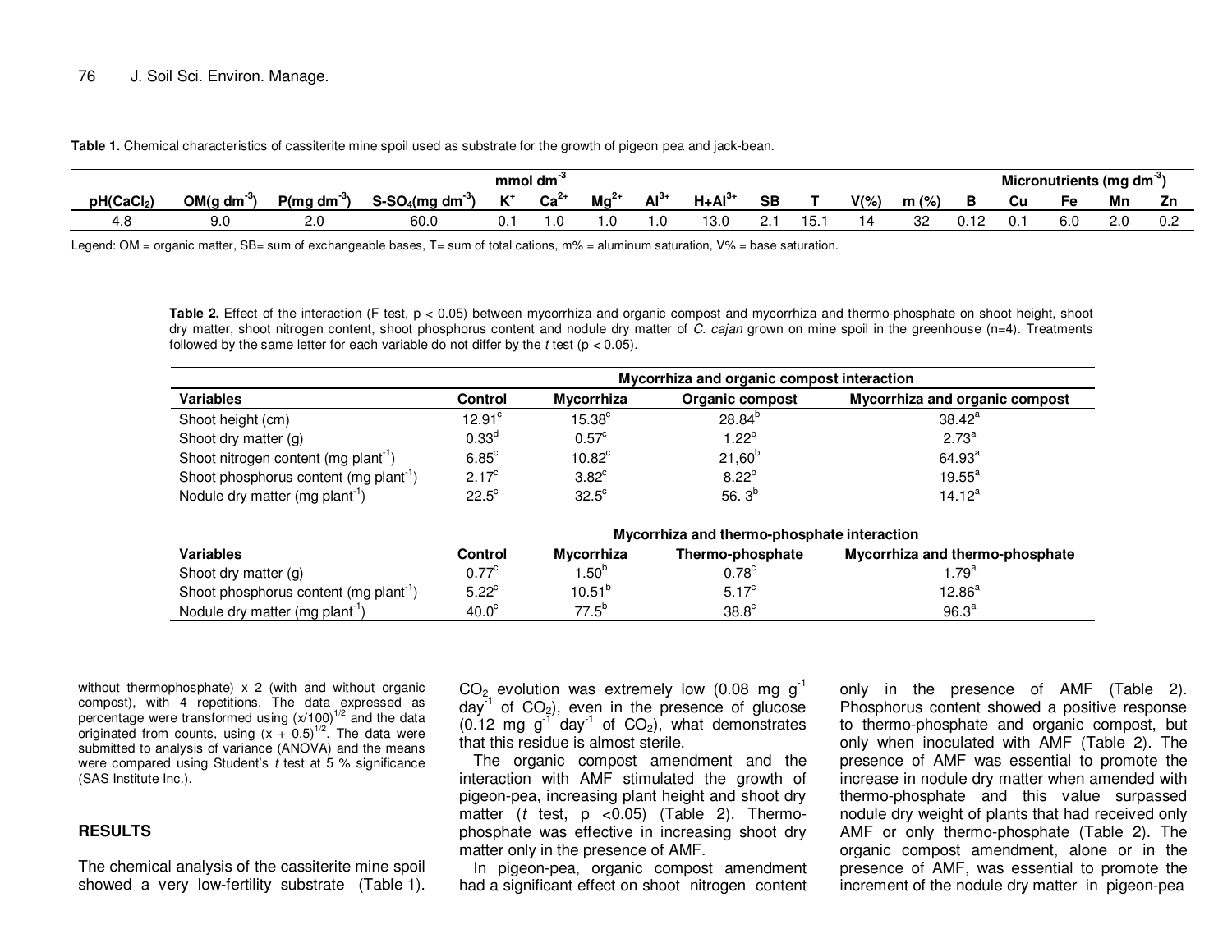**Table 1.** Chemical characteristics of cassiterite mine spoil used as substrate for the growth of pigeon pea and jack-bean.

| | | | | mmol $dm^{-3}$ | | | | | | | | | Micronutrients (mg $dm^{-3}$) | | | | |
|---|---|---|---|---|---|---|---|---|---|---|---|---|---|---|---|---|---|
| pH($CaCl_2$) | OM(g $dm^{-3}$) | P(mg $dm^{-3}$) | S-$SO_4$(mg $dm^{-3}$) | $K^+$ | $Ca^{2+}$ | $Mg^{2+}$ | $Al^{3+}$ | H+$Al^{3+}$ | SB | T | V(%) | m (%) | B | Cu | Fe | Mn | Zn |
| 4.8 | 9.0 | 2.0 | 60.0 | 0.1 | 1.0 | 1.0 | 1.0 | 13.0 | 2.1 | 15.1 | 14 | 32 | 0.12 | 0.1 | 6.0 | 2.0 | 0.2 |

Legend: OM = organic matter, SB= sum of exchangeable bases, T= sum of total cations, m% = aluminum saturation, V% = base saturation.

**Table 2.** Effect of the interaction (F test, $p < 0.05$) between mycorrhiza and organic compost and mycorrhiza and thermo-phosphate on shoot height, shoot dry matter, shoot nitrogen content, shoot phosphorus content and nodule dry matter of *C. cajan* grown on mine spoil in the greenhouse (n=4). Treatments followed by the same letter for each variable do not differ by the *t* test ($p < 0.05$).

| | Mycorrhiza and organic compost interaction | | | |
|---|---|---|---|---|
| **Variables** | **Control** | **Mycorrhiza** | **Organic compost** | **Mycorrhiza and organic compost** |
| Shoot height (cm) | 12.91$^c$ | 15.38$^c$ | 28.84$^b$ | 38.42$^a$ |
| Shoot dry matter (g) | 0.33$^d$ | 0.57$^c$ | 1.22$^b$ | 2.73$^a$ |
| Shoot nitrogen content (mg $plant^{-1}$) | 6.85$^c$ | 10.82$^c$ | 21,60$^b$ | 64.93$^a$ |
| Shoot phosphorus content (mg $plant^{-1}$) | 2.17$^c$ | 3.82$^c$ | 8.22$^b$ | 19.55$^a$ |
| Nodule dry matter (mg $plant^{-1}$) | 22.5$^c$ | 32.5$^c$ | 56. 3$^b$ | 14.12$^a$ |
| | **Mycorrhiza and thermo-phosphate interaction** | | | |
| **Variables** | **Control** | **Mycorrhiza** | **Thermo-phosphate** | **Mycorrhiza and thermo-phosphate** |
| Shoot dry matter (g) | 0.77$^c$ | 1.50$^b$ | 0.78$^c$ | 1.79$^a$ |
| Shoot phosphorus content (mg $plant^{-1}$) | 5.22$^c$ | 10.51$^b$ | 5.17$^c$ | 12.86$^a$ |
| Nodule dry matter (mg $plant^{-1}$) | 40.0$^c$ | 77.5$^b$ | 38.8$^c$ | 96.3$^a$ |

without thermophosphate) x 2 (with and without organic compost), with 4 repetitions. The data expressed as percentage were transformed using $(x/100)^{1/2}$ and the data originated from counts, using $(x + 0.5)^{1/2}$. The data were submitted to analysis of variance (ANOVA) and the means were compared using Student's *t* test at 5 % significance (SAS Institute Inc.).

## RESULTS

The chemical analysis of the cassiterite mine spoil showed a very low-fertility substrate (Table 1). $CO_2$ evolution was extremely low (0.08 mg $g^{-1}$ $day^{-1}$ of $CO_2$), even in the presence of glucose (0.12 mg $g^{-1}$ $day^{-1}$ of $CO_2$), what demonstrates that this residue is almost sterile.

The organic compost amendment and the interaction with AMF stimulated the growth of pigeon-pea, increasing plant height and shoot dry matter (*t* test, $p < 0.05$) (Table 2). Thermo-phosphate was effective in increasing shoot dry matter only in the presence of AMF.

In pigeon-pea, organic compost amendment had a significant effect on shoot nitrogen content only in the presence of AMF (Table 2). Phosphorus content showed a positive response to thermo-phosphate and organic compost, but only when inoculated with AMF (Table 2). The presence of AMF was essential to promote the increase in nodule dry matter when amended with thermo-phosphate and this value surpassed nodule dry weight of plants that had received only AMF or only thermo-phosphate (Table 2). The organic compost amendment, alone or in the presence of AMF, was essential to promote the increment of the nodule dry matter in pigeon-pea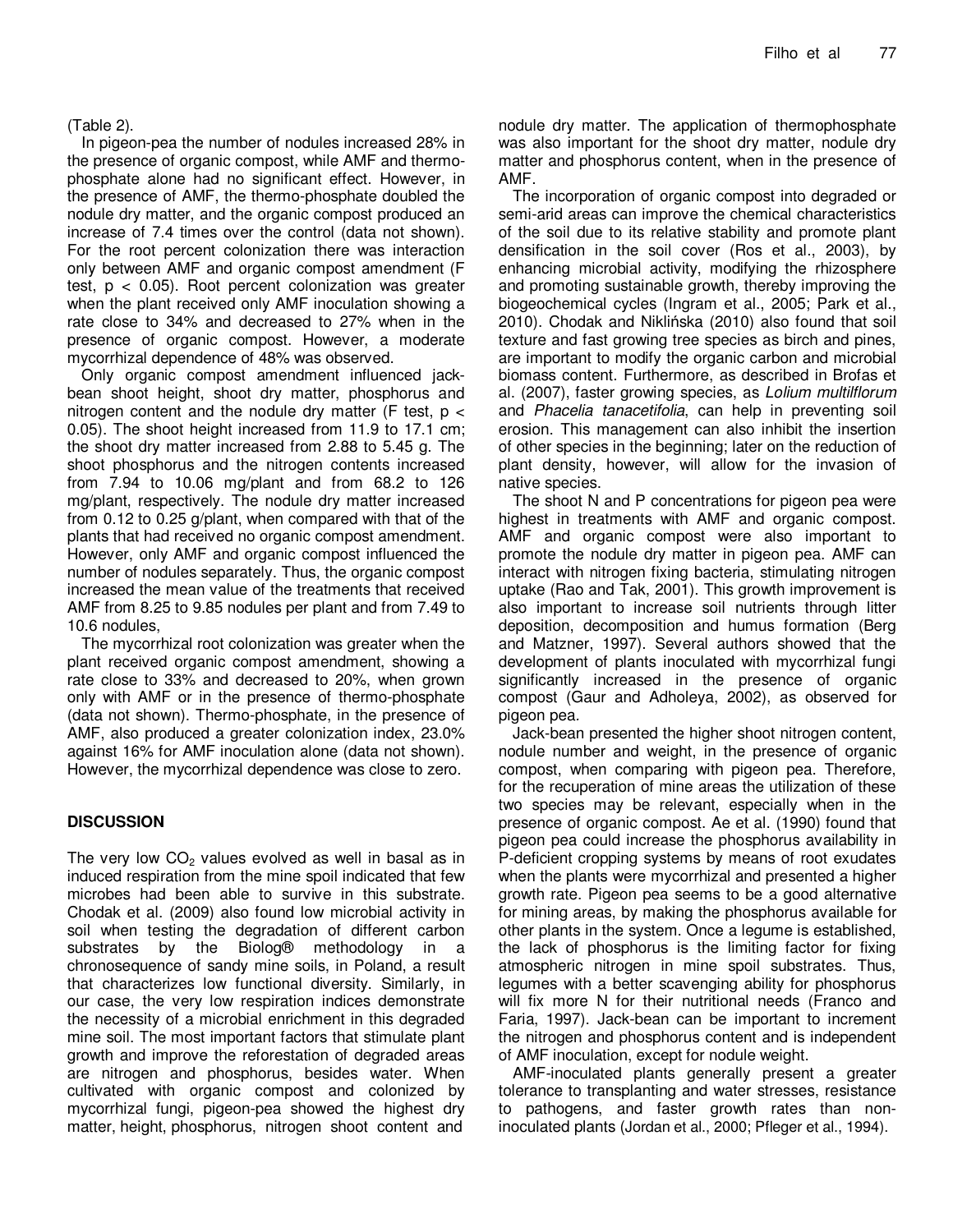(Table 2).

In pigeon-pea the number of nodules increased 28% in the presence of organic compost, while AMF and thermo-phosphate alone had no significant effect. However, in the presence of AMF, the thermo-phosphate doubled the nodule dry matter, and the organic compost produced an increase of 7.4 times over the control (data not shown). For the root percent colonization there was interaction only between AMF and organic compost amendment (F test, $p < 0.05$). Root percent colonization was greater when the plant received only AMF inoculation showing a rate close to 34% and decreased to 27% when in the presence of organic compost. However, a moderate mycorrhizal dependence of 48% was observed.

Only organic compost amendment influenced jack-bean shoot height, shoot dry matter, phosphorus and nitrogen content and the nodule dry matter (F test, $p < 0.05$). The shoot height increased from 11.9 to 17.1 cm; the shoot dry matter increased from 2.88 to 5.45 g. The shoot phosphorus and the nitrogen contents increased from 7.94 to 10.06 mg/plant and from 68.2 to 126 mg/plant, respectively. The nodule dry matter increased from 0.12 to 0.25 g/plant, when compared with that of the plants that had received no organic compost amendment. However, only AMF and organic compost influenced the number of nodules separately. Thus, the organic compost increased the mean value of the treatments that received AMF from 8.25 to 9.85 nodules per plant and from 7.49 to 10.6 nodules,

The mycorrhizal root colonization was greater when the plant received organic compost amendment, showing a rate close to 33% and decreased to 20%, when grown only with AMF or in the presence of thermo-phosphate (data not shown). Thermo-phosphate, in the presence of AMF, also produced a greater colonization index, 23.0% against 16% for AMF inoculation alone (data not shown). However, the mycorrhizal dependence was close to zero.

## DISCUSSION

The very low $CO_2$ values evolved as well in basal as in induced respiration from the mine spoil indicated that few microbes had been able to survive in this substrate. Chodak et al. (2009) also found low microbial activity in soil when testing the degradation of different carbon substrates by the Biolog® methodology in a chronosequence of sandy mine soils, in Poland, a result that characterizes low functional diversity. Similarly, in our case, the very low respiration indices demonstrate the necessity of a microbial enrichment in this degraded mine soil. The most important factors that stimulate plant growth and improve the reforestation of degraded areas are nitrogen and phosphorus, besides water. When cultivated with organic compost and colonized by mycorrhizal fungi, pigeon-pea showed the highest dry matter, height, phosphorus, nitrogen shoot content and nodule dry matter. The application of thermophosphate was also important for the shoot dry matter, nodule dry matter and phosphorus content, when in the presence of AMF.

The incorporation of organic compost into degraded or semi-arid areas can improve the chemical characteristics of the soil due to its relative stability and promote plant densification in the soil cover (Ros et al., 2003), by enhancing microbial activity, modifying the rhizosphere and promoting sustainable growth, thereby improving the biogeochemical cycles (Ingram et al., 2005; Park et al., 2010). Chodak and Niklińska (2010) also found that soil texture and fast growing tree species as birch and pines, are important to modify the organic carbon and microbial biomass content. Furthermore, as described in Brofas et al. (2007), faster growing species, as *Lolium multilflorum* and *Phacelia tanacetifolia*, can help in preventing soil erosion. This management can also inhibit the insertion of other species in the beginning; later on the reduction of plant density, however, will allow for the invasion of native species.

The shoot N and P concentrations for pigeon pea were highest in treatments with AMF and organic compost. AMF and organic compost were also important to promote the nodule dry matter in pigeon pea. AMF can interact with nitrogen fixing bacteria, stimulating nitrogen uptake (Rao and Tak, 2001). This growth improvement is also important to increase soil nutrients through litter deposition, decomposition and humus formation (Berg and Matzner, 1997). Several authors showed that the development of plants inoculated with mycorrhizal fungi significantly increased in the presence of organic compost (Gaur and Adholeya, 2002), as observed for pigeon pea.

Jack-bean presented the higher shoot nitrogen content, nodule number and weight, in the presence of organic compost, when comparing with pigeon pea. Therefore, for the recuperation of mine areas the utilization of these two species may be relevant, especially when in the presence of organic compost. Ae et al. (1990) found that pigeon pea could increase the phosphorus availability in P-deficient cropping systems by means of root exudates when the plants were mycorrhizal and presented a higher growth rate. Pigeon pea seems to be a good alternative for mining areas, by making the phosphorus available for other plants in the system. Once a legume is established, the lack of phosphorus is the limiting factor for fixing atmospheric nitrogen in mine spoil substrates. Thus, legumes with a better scavenging ability for phosphorus will fix more N for their nutritional needs (Franco and Faria, 1997). Jack-bean can be important to increment the nitrogen and phosphorus content and is independent of AMF inoculation, except for nodule weight.

AMF-inoculated plants generally present a greater tolerance to transplanting and water stresses, resistance to pathogens, and faster growth rates than non-inoculated plants (Jordan et al., 2000; Pfleger et al., 1994).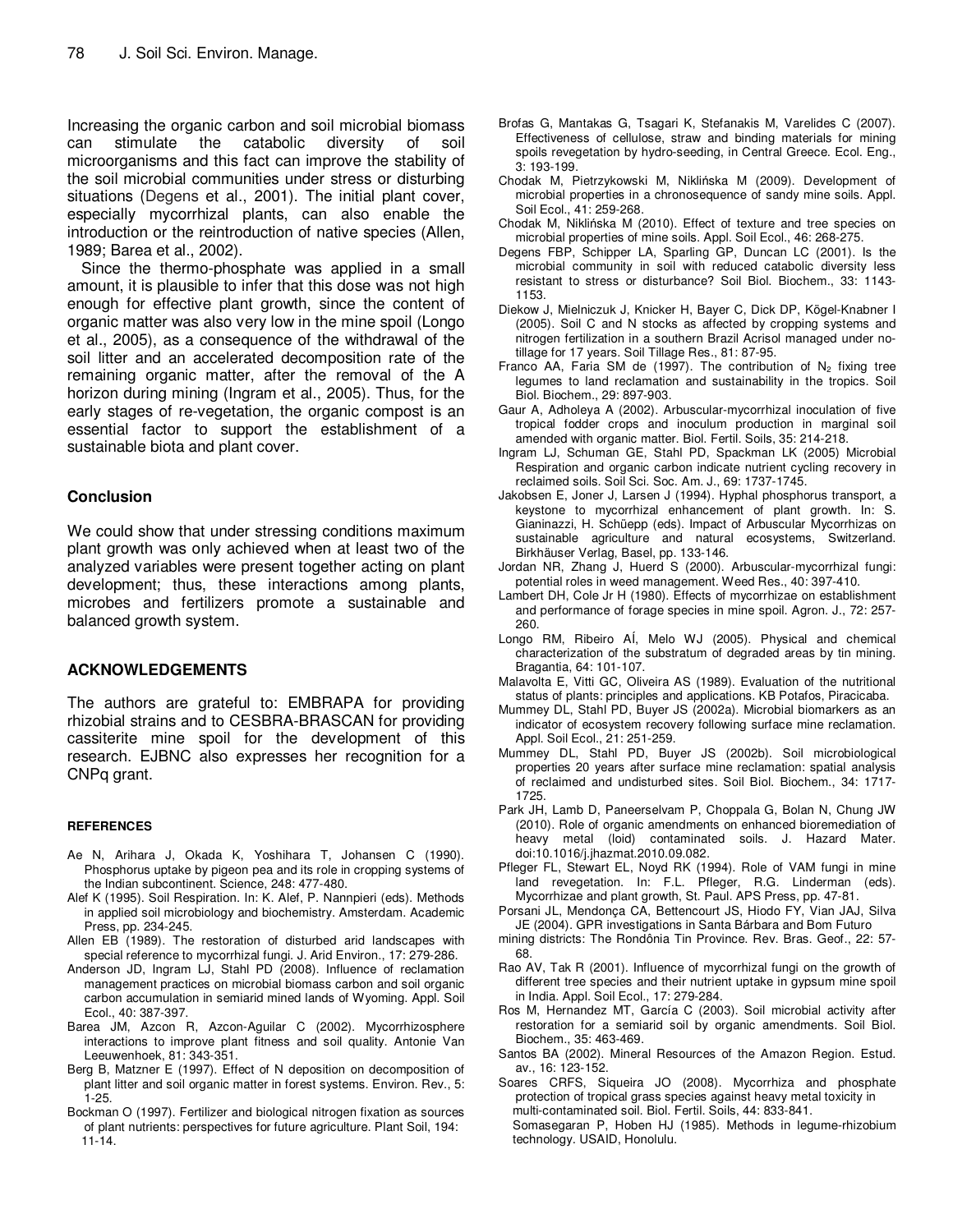Increasing the organic carbon and soil microbial biomass can stimulate the catabolic diversity of soil microorganisms and this fact can improve the stability of the soil microbial communities under stress or disturbing situations (Degens et al., 2001). The initial plant cover, especially mycorrhizal plants, can also enable the introduction or the reintroduction of native species (Allen, 1989; Barea et al., 2002).

Since the thermo-phosphate was applied in a small amount, it is plausible to infer that this dose was not high enough for effective plant growth, since the content of organic matter was also very low in the mine spoil (Longo et al., 2005), as a consequence of the withdrawal of the soil litter and an accelerated decomposition rate of the remaining organic matter, after the removal of the A horizon during mining (Ingram et al., 2005). Thus, for the early stages of re-vegetation, the organic compost is an essential factor to support the establishment of a sustainable biota and plant cover.

## Conclusion

We could show that under stressing conditions maximum plant growth was only achieved when at least two of the analyzed variables were present together acting on plant development; thus, these interactions among plants, microbes and fertilizers promote a sustainable and balanced growth system.

## ACKNOWLEDGEMENTS

The authors are grateful to: EMBRAPA for providing rhizobial strains and to CESBRA-BRASCAN for providing cassiterite mine spoil for the development of this research. EJBNC also expresses her recognition for a CNPq grant.

## REFERENCES

Ae N, Arihara J, Okada K, Yoshihara T, Johansen C (1990). Phosphorus uptake by pigeon pea and its role in cropping systems of the Indian subcontinent. Science, 248: 477-480.

Alef K (1995). Soil Respiration. In: K. Alef, P. Nannpieri (eds). Methods in applied soil microbiology and biochemistry. Amsterdam. Academic Press, pp. 234-245.

Allen EB (1989). The restoration of disturbed arid landscapes with special reference to mycorrhizal fungi. J. Arid Environ., 17: 279-286.

Anderson JD, Ingram LJ, Stahl PD (2008). Influence of reclamation management practices on microbial biomass carbon and soil organic carbon accumulation in semiarid mined lands of Wyoming. Appl. Soil Ecol., 40: 387-397.

Barea JM, Azcon R, Azcon-Aguilar C (2002). Mycorrhizosphere interactions to improve plant fitness and soil quality. Antonie Van Leeuwenhoek, 81: 343-351.

Berg B, Matzner E (1997). Effect of N deposition on decomposition of plant litter and soil organic matter in forest systems. Environ. Rev., 5: 1-25.

Bockman O (1997). Fertilizer and biological nitrogen fixation as sources of plant nutrients: perspectives for future agriculture. Plant Soil, 194: 11-14.

Brofas G, Mantakas G, Tsagari K, Stefanakis M, Varelides C (2007). Effectiveness of cellulose, straw and binding materials for mining spoils revegetation by hydro-seeding, in Central Greece. Ecol. Eng., 3: 193-199.

Chodak M, Pietrzykowski M, Niklińska M (2009). Development of microbial properties in a chronosequence of sandy mine soils. Appl. Soil Ecol., 41: 259-268.

Chodak M, Niklińska M (2010). Effect of texture and tree species on microbial properties of mine soils. Appl. Soil Ecol., 46: 268-275.

Degens FBP, Schipper LA, Sparling GP, Duncan LC (2001). Is the microbial community in soil with reduced catabolic diversity less resistant to stress or disturbance? Soil Biol. Biochem., 33: 1143-1153.

Diekow J, Mielniczuk J, Knicker H, Bayer C, Dick DP, Kögel-Knabner I (2005). Soil C and N stocks as affected by cropping systems and nitrogen fertilization in a southern Brazil Acrisol managed under no-tillage for 17 years. Soil Tillage Res., 81: 87-95.

Franco AA, Faria SM de (1997). The contribution of $N_2$ fixing tree legumes to land reclamation and sustainability in the tropics. Soil Biol. Biochem., 29: 897-903.

Gaur A, Adholeya A (2002). Arbuscular-mycorrhizal inoculation of five tropical fodder crops and inoculum production in marginal soil amended with organic matter. Biol. Fertil. Soils, 35: 214-218.

Ingram LJ, Schuman GE, Stahl PD, Spackman LK (2005) Microbial Respiration and organic carbon indicate nutrient cycling recovery in reclaimed soils. Soil Sci. Soc. Am. J., 69: 1737-1745.

Jakobsen E, Joner J, Larsen J (1994). Hyphal phosphorus transport, a keystone to mycorrhizal enhancement of plant growth. In: S. Gianinazzi, H. Schüepp (eds). Impact of Arbuscular Mycorrhizas on sustainable agriculture and natural ecosystems, Switzerland. Birkhäuser Verlag, Basel, pp. 133-146.

Jordan NR, Zhang J, Huerd S (2000). Arbuscular-mycorrhizal fungi: potential roles in weed management. Weed Res., 40: 397-410.

Lambert DH, Cole Jr H (1980). Effects of mycorrhizae on establishment and performance of forage species in mine spoil. Agron. J., 72: 257-260.

Longo RM, Ribeiro AÍ, Melo WJ (2005). Physical and chemical characterization of the substratum of degraded areas by tin mining. Bragantia, 64: 101-107.

Malavolta E, Vitti GC, Oliveira AS (1989). Evaluation of the nutritional status of plants: principles and applications. KB Potafos, Piracicaba.

Mummey DL, Stahl PD, Buyer JS (2002a). Microbial biomarkers as an indicator of ecosystem recovery following surface mine reclamation. Appl. Soil Ecol., 21: 251-259.

Mummey DL, Stahl PD, Buyer JS (2002b). Soil microbiological properties 20 years after surface mine reclamation: spatial analysis of reclaimed and undisturbed sites. Soil Biol. Biochem., 34: 1717-1725.

Park JH, Lamb D, Paneerselvam P, Choppala G, Bolan N, Chung JW (2010). Role of organic amendments on enhanced bioremediation of heavy metal (loid) contaminated soils. J. Hazard Mater. doi:10.1016/j.jhazmat.2010.09.082.

Pfleger FL, Stewart EL, Noyd RK (1994). Role of VAM fungi in mine land revegetation. In: F.L. Pfleger, R.G. Linderman (eds). Mycorrhizae and plant growth, St. Paul. APS Press, pp. 47-81.

Porsani JL, Mendonça CA, Bettencourt JS, Hiodo FY, Vian AJA, Silva JE (2004). GPR investigations in Santa Bárbara and Bom Futuro mining districts: The Rondônia Tin Province. Rev. Bras. Geof., 22: 57-68.

Rao AV, Tak R (2001). Influence of mycorrhizal fungi on the growth of different tree species and their nutrient uptake in gypsum mine spoil in India. Appl. Soil Ecol., 17: 279-284.

Ros M, Hernandez MT, García C (2003). Soil microbial activity after restoration for a semiarid soil by organic amendments. Soil Biol. Biochem., 35: 463-469.

Santos BA (2002). Mineral Resources of the Amazon Region. Estud. av., 16: 123-152.

Soares CRFS, Siqueira JO (2008). Mycorrhiza and phosphate protection of tropical grass species against heavy metal toxicity in multi-contaminated soil. Biol. Fertil. Soils, 44: 833-841.

Somasegaran P, Hoben HJ (1985). Methods in legume-rhizobium technology. USAID, Honolulu.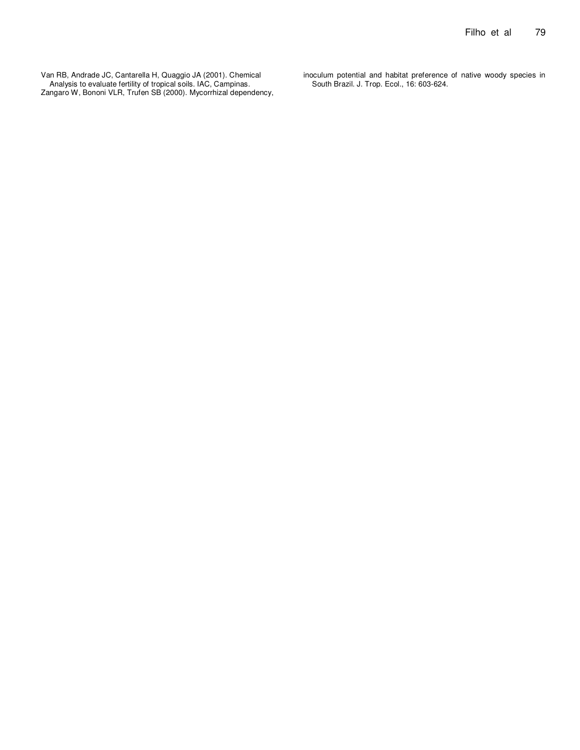Van RB, Andrade JC, Cantarella H, Quaggio JA (2001). Chemical Analysis to evaluate fertility of tropical soils. IAC, Campinas.

Zangaro W, Bononi VLR, Trufen SB (2000). Mycorrhizal dependency, inoculum potential and habitat preference of native woody species in South Brazil. J. Trop. Ecol., 16: 603-624.